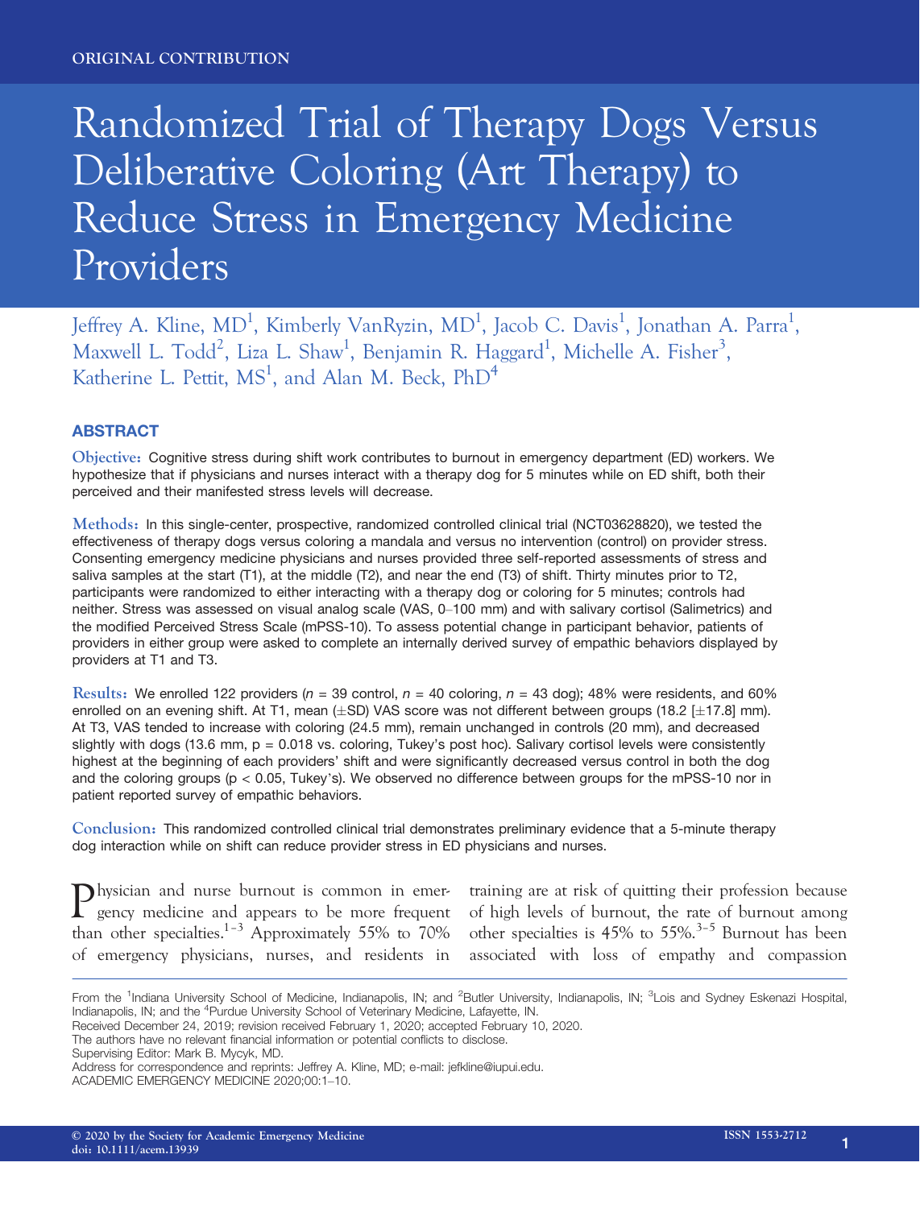ORIGINAL CONTRIBUTION

# Randomized Trial of Therapy Dogs Versus Deliberative Coloring (Art Therapy) to Reduce Stress in Emergency Medicine Providers

Jeffrey A. Kline, MD[1], Kimberly VanRyzin, MD[1], Jacob C. Davis[1], Jonathan A. Parra[1], Maxwell L. Todd[2], Liza L. Shaw[1], Benjamin R. Haggard[1], Michelle A. Fisher[3], Katherine L. Pettit, MS[1], and Alan M. Beck, PhD[4]

## ABSTRACT

**Objective:** Cognitive stress during shift work contributes to burnout in emergency department (ED) workers. We hypothesize that if physicians and nurses interact with a therapy dog for 5 minutes while on ED shift, both their perceived and their manifested stress levels will decrease.

**Methods:** In this single-center, prospective, randomized controlled clinical trial (NCT03628820), we tested the effectiveness of therapy dogs versus coloring a mandala and versus no intervention (control) on provider stress. Consenting emergency medicine physicians and nurses provided three self-reported assessments of stress and saliva samples at the start (T1), at the middle (T2), and near the end (T3) of shift. Thirty minutes prior to T2, participants were randomized to either interacting with a therapy dog or coloring for 5 minutes; controls had neither. Stress was assessed on visual analog scale (VAS, 0–100 mm) and with salivary cortisol (Salimetrics) and the modified Perceived Stress Scale (mPSS-10). To assess potential change in participant behavior, patients of providers in either group were asked to complete an internally derived survey of empathic behaviors displayed by providers at T1 and T3.

**Results:** We enrolled 122 providers ($n = 39$ control, $n = 40$ coloring, $n = 43$ dog); 48% were residents, and 60% enrolled on an evening shift. At T1, mean (±SD) VAS score was not different between groups (18.2 [±17.8] mm). At T3, VAS tended to increase with coloring (24.5 mm), remain unchanged in controls (20 mm), and decreased slightly with dogs (13.6 mm, $p = 0.018$ vs. coloring, Tukey's post hoc). Salivary cortisol levels were consistently highest at the beginning of each providers' shift and were significantly decreased versus control in both the dog and the coloring groups ($p < 0.05$, Tukey's). We observed no difference between groups for the mPSS-10 nor in patient reported survey of empathic behaviors.

**Conclusion:** This randomized controlled clinical trial demonstrates preliminary evidence that a 5-minute therapy dog interaction while on shift can reduce provider stress in ED physicians and nurses.

Physician and nurse burnout is common in emergency medicine and appears to be more frequent than other specialties.[1–3] Approximately 55% to 70% of emergency physicians, nurses, and residents in training are at risk of quitting their profession because of high levels of burnout, the rate of burnout among other specialties is 45% to 55%.[3–5] Burnout has been associated with loss of empathy and compassion

From the [1]Indiana University School of Medicine, Indianapolis, IN; and [2]Butler University, Indianapolis, IN; [3]Lois and Sydney Eskenazi Hospital, Indianapolis, IN; and the [4]Purdue University School of Veterinary Medicine, Lafayette, IN.

Received December 24, 2019; revision received February 1, 2020; accepted February 10, 2020.

The authors have no relevant financial information or potential conflicts to disclose.

Supervising Editor: Mark B. Mycyk, MD.

Address for correspondence and reprints: Jeffrey A. Kline, MD; e-mail: jefkline@iupui.edu.

ACADEMIC EMERGENCY MEDICINE 2020;00:1–10.

© 2020 by the Society for Academic Emergency Medicine
doi: 10.1111/acem.13939

ISSN 1553-2712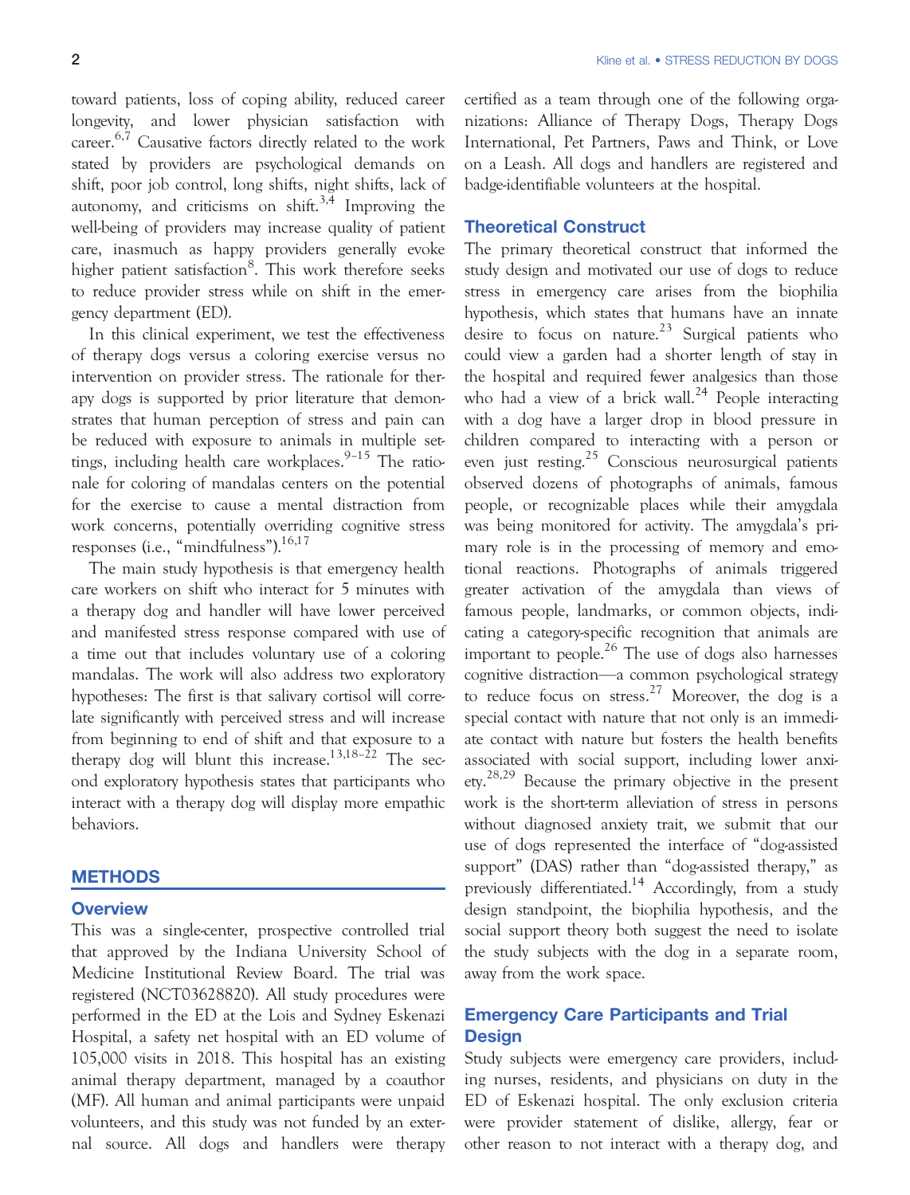toward patients, loss of coping ability, reduced career longevity, and lower physician satisfaction with career.[6,7] Causative factors directly related to the work stated by providers are psychological demands on shift, poor job control, long shifts, night shifts, lack of autonomy, and criticisms on shift.[3,4] Improving the well-being of providers may increase quality of patient care, inasmuch as happy providers generally evoke higher patient satisfaction[8]. This work therefore seeks to reduce provider stress while on shift in the emergency department (ED).

In this clinical experiment, we test the effectiveness of therapy dogs versus a coloring exercise versus no intervention on provider stress. The rationale for therapy dogs is supported by prior literature that demonstrates that human perception of stress and pain can be reduced with exposure to animals in multiple settings, including health care workplaces.[9–15] The rationale for coloring of mandalas centers on the potential for the exercise to cause a mental distraction from work concerns, potentially overriding cognitive stress responses (i.e., "mindfulness").[16,17]

The main study hypothesis is that emergency health care workers on shift who interact for 5 minutes with a therapy dog and handler will have lower perceived and manifested stress response compared with use of a time out that includes voluntary use of a coloring mandalas. The work will also address two exploratory hypotheses: The first is that salivary cortisol will correlate significantly with perceived stress and will increase from beginning to end of shift and that exposure to a therapy dog will blunt this increase.[13,18–22] The second exploratory hypothesis states that participants who interact with a therapy dog will display more empathic behaviors.

## METHODS

### Overview

This was a single-center, prospective controlled trial that approved by the Indiana University School of Medicine Institutional Review Board. The trial was registered (NCT03628820). All study procedures were performed in the ED at the Lois and Sydney Eskenazi Hospital, a safety net hospital with an ED volume of 105,000 visits in 2018. This hospital has an existing animal therapy department, managed by a coauthor (MF). All human and animal participants were unpaid volunteers, and this study was not funded by an external source. All dogs and handlers were therapy certified as a team through one of the following organizations: Alliance of Therapy Dogs, Therapy Dogs International, Pet Partners, Paws and Think, or Love on a Leash. All dogs and handlers are registered and badge-identifiable volunteers at the hospital.

### Theoretical Construct

The primary theoretical construct that informed the study design and motivated our use of dogs to reduce stress in emergency care arises from the biophilia hypothesis, which states that humans have an innate desire to focus on nature.[23] Surgical patients who could view a garden had a shorter length of stay in the hospital and required fewer analgesics than those who had a view of a brick wall.[24] People interacting with a dog have a larger drop in blood pressure in children compared to interacting with a person or even just resting.[25] Conscious neurosurgical patients observed dozens of photographs of animals, famous people, or recognizable places while their amygdala was being monitored for activity. The amygdala's primary role is in the processing of memory and emotional reactions. Photographs of animals triggered greater activation of the amygdala than views of famous people, landmarks, or common objects, indicating a category-specific recognition that animals are important to people.[26] The use of dogs also harnesses cognitive distraction—a common psychological strategy to reduce focus on stress.[27] Moreover, the dog is a special contact with nature that not only is an immediate contact with nature but fosters the health benefits associated with social support, including lower anxiety.[28,29] Because the primary objective in the present work is the short-term alleviation of stress in persons without diagnosed anxiety trait, we submit that our use of dogs represented the interface of "dog-assisted support" (DAS) rather than "dog-assisted therapy," as previously differentiated.[14] Accordingly, from a study design standpoint, the biophilia hypothesis, and the social support theory both suggest the need to isolate the study subjects with the dog in a separate room, away from the work space.

### Emergency Care Participants and Trial Design

Study subjects were emergency care providers, including nurses, residents, and physicians on duty in the ED of Eskenazi hospital. The only exclusion criteria were provider statement of dislike, allergy, fear or other reason to not interact with a therapy dog, and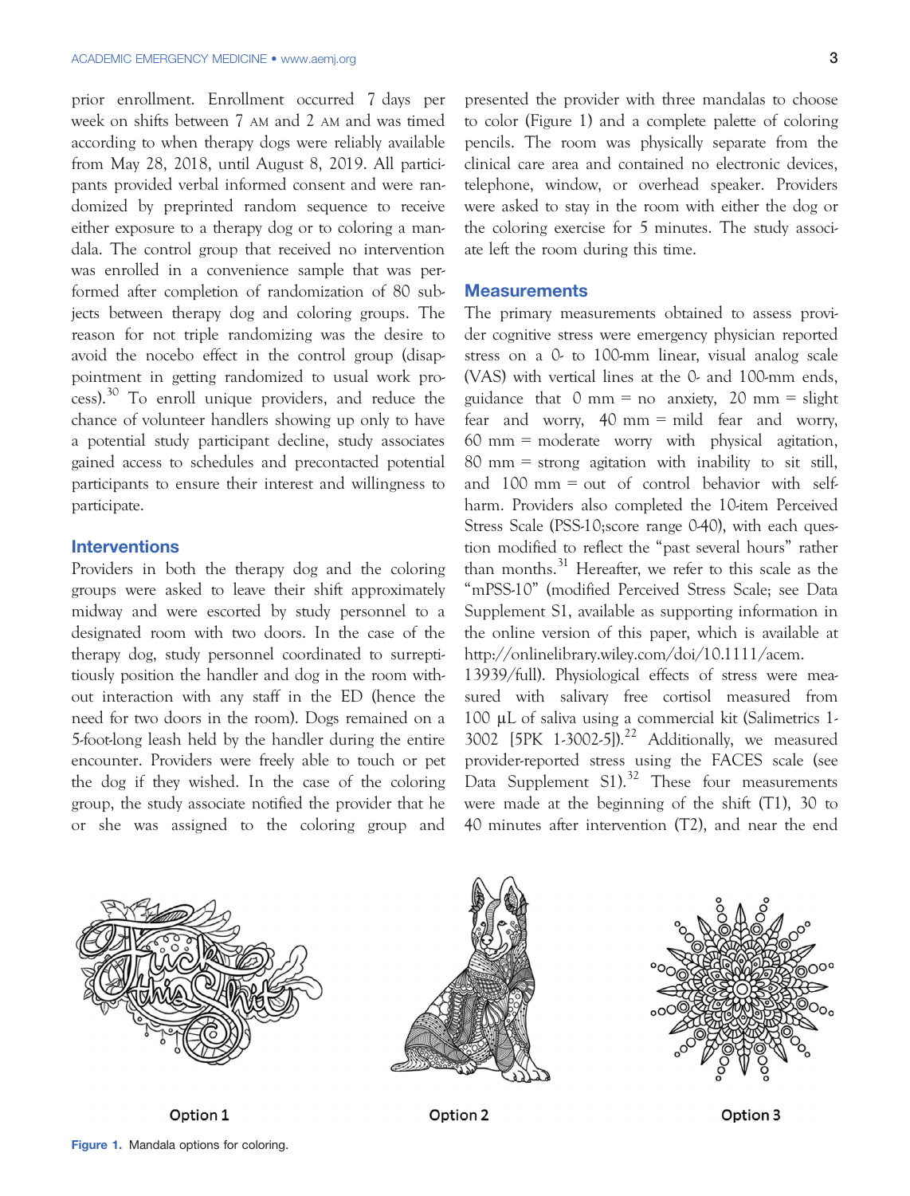prior enrollment. Enrollment occurred 7 days per week on shifts between 7 AM and 2 AM and was timed according to when therapy dogs were reliably available from May 28, 2018, until August 8, 2019. All participants provided verbal informed consent and were randomized by preprinted random sequence to receive either exposure to a therapy dog or to coloring a mandala. The control group that received no intervention was enrolled in a convenience sample that was performed after completion of randomization of 80 subjects between therapy dog and coloring groups. The reason for not triple randomizing was the desire to avoid the nocebo effect in the control group (disappointment in getting randomized to usual work process).[30] To enroll unique providers, and reduce the chance of volunteer handlers showing up only to have a potential study participant decline, study associates gained access to schedules and precontacted potential participants to ensure their interest and willingness to participate.

## Interventions

Providers in both the therapy dog and the coloring groups were asked to leave their shift approximately midway and were escorted by study personnel to a designated room with two doors. In the case of the therapy dog, study personnel coordinated to surreptitiously position the handler and dog in the room without interaction with any staff in the ED (hence the need for two doors in the room). Dogs remained on a 5-foot-long leash held by the handler during the entire encounter. Providers were freely able to touch or pet the dog if they wished. In the case of the coloring group, the study associate notified the provider that he or she was assigned to the coloring group and presented the provider with three mandalas to choose to color (Figure 1) and a complete palette of coloring pencils. The room was physically separate from the clinical care area and contained no electronic devices, telephone, window, or overhead speaker. Providers were asked to stay in the room with either the dog or the coloring exercise for 5 minutes. The study associate left the room during this time.

## Measurements

The primary measurements obtained to assess provider cognitive stress were emergency physician reported stress on a 0- to 100-mm linear, visual analog scale (VAS) with vertical lines at the 0- and 100-mm ends, guidance that 0 mm = no anxiety, 20 mm = slight fear and worry, 40 mm = mild fear and worry, 60 mm = moderate worry with physical agitation, 80 mm = strong agitation with inability to sit still, and 100 mm = out of control behavior with self-harm. Providers also completed the 10-item Perceived Stress Scale (PSS-10;score range 0-40), with each question modified to reflect the "past several hours" rather than months.[31] Hereafter, we refer to this scale as the "mPSS-10" (modified Perceived Stress Scale; see Data Supplement S1, available as supporting information in the online version of this paper, which is available at http://onlinelibrary.wiley.com/doi/10.1111/acem.13939/full). Physiological effects of stress were measured with salivary free cortisol measured from 100 μL of saliva using a commercial kit (Salimetrics 1-3002 [5PK 1-3002-5]).[22] Additionally, we measured provider-reported stress using the FACES scale (see Data Supplement S1).[32] These four measurements were made at the beginning of the shift (T1), 30 to 40 minutes after intervention (T2), and near the end

Option 1 Option 2 Option 3

Figure 1. Mandala options for coloring.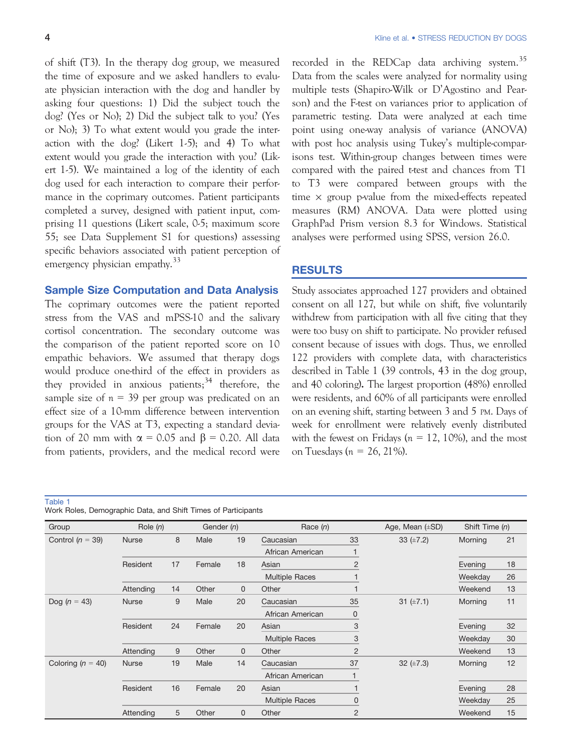of shift (T3). In the therapy dog group, we measured the time of exposure and we asked handlers to evaluate physician interaction with the dog and handler by asking four questions: 1) Did the subject touch the dog? (Yes or No); 2) Did the subject talk to you? (Yes or No); 3) To what extent would you grade the interaction with the dog? (Likert 1-5); and 4) To what extent would you grade the interaction with you? (Likert 1-5). We maintained a log of the identity of each dog used for each interaction to compare their performance in the coprimary outcomes. Patient participants completed a survey, designed with patient input, comprising 11 questions (Likert scale, 0-5; maximum score 55; see Data Supplement S1 for questions) assessing specific behaviors associated with patient perception of emergency physician empathy.[33]

## Sample Size Computation and Data Analysis

The coprimary outcomes were the patient reported stress from the VAS and mPSS-10 and the salivary cortisol concentration. The secondary outcome was the comparison of the patient reported score on 10 empathic behaviors. We assumed that therapy dogs would produce one-third of the effect in providers as they provided in anxious patients;[34] therefore, the sample size of $n = 39$ per group was predicated on an effect size of a 10-mm difference between intervention groups for the VAS at T3, expecting a standard deviation of 20 mm with $\alpha = 0.05$ and $\beta = 0.20$. All data from patients, providers, and the medical record were recorded in the REDCap data archiving system.[35] Data from the scales were analyzed for normality using multiple tests (Shapiro-Wilk or D'Agostino and Pearson) and the F-test on variances prior to application of parametric testing. Data were analyzed at each time point using one-way analysis of variance (ANOVA) with post hoc analysis using Tukey's multiple-comparisons test. Within-group changes between times were compared with the paired t-test and chances from T1 to T3 were compared between groups with the time × group p-value from the mixed-effects repeated measures (RM) ANOVA. Data were plotted using GraphPad Prism version 8.3 for Windows. Statistical analyses were performed using SPSS, version 26.0.

## RESULTS

Study associates approached 127 providers and obtained consent on all 127, but while on shift, five voluntarily withdrew from participation with all five citing that they were too busy on shift to participate. No provider refused consent because of issues with dogs. Thus, we enrolled 122 providers with complete data, with characteristics described in Table 1 (39 controls, 43 in the dog group, and 40 coloring). The largest proportion (48%) enrolled were residents, and 60% of all participants were enrolled on an evening shift, starting between 3 and 5 PM. Days of week for enrollment were relatively evenly distributed with the fewest on Fridays ($n = 12$, 10%), and the most on Tuesdays ($n = 26$, 21%).

Table 1
Work Roles, Demographic Data, and Shift Times of Participants

| Group | Role (n) | | Gender (n) | | Race (n) | | Age, Mean (±SD) | Shift Time (n) | |
|---|---|---|---|---|---|---|---|---|---|
| Control (n = 39) | Nurse | 8 | Male | 19 | Caucasian | 33 | 33 (±7.2) | Morning | 21 |
| | | | | | African American | 1 | | | |
| | Resident | 17 | Female | 18 | Asian | 2 | | Evening | 18 |
| | | | | | Multiple Races | 1 | | Weekday | 26 |
| | Attending | 14 | Other | 0 | Other | 1 | | Weekend | 13 |
| Dog (n = 43) | Nurse | 9 | Male | 20 | Caucasian | 35 | 31 (±7.1) | Morning | 11 |
| | | | | | African American | 0 | | | |
| | Resident | 24 | Female | 20 | Asian | 3 | | Evening | 32 |
| | | | | | Multiple Races | 3 | | Weekday | 30 |
| | Attending | 9 | Other | 0 | Other | 2 | | Weekend | 13 |
| Coloring (n = 40) | Nurse | 19 | Male | 14 | Caucasian | 37 | 32 (±7.3) | Morning | 12 |
| | | | | | African American | 1 | | | |
| | Resident | 16 | Female | 20 | Asian | 1 | | Evening | 28 |
| | | | | | Multiple Races | 0 | | Weekday | 25 |
| | Attending | 5 | Other | 0 | Other | 2 | | Weekend | 15 |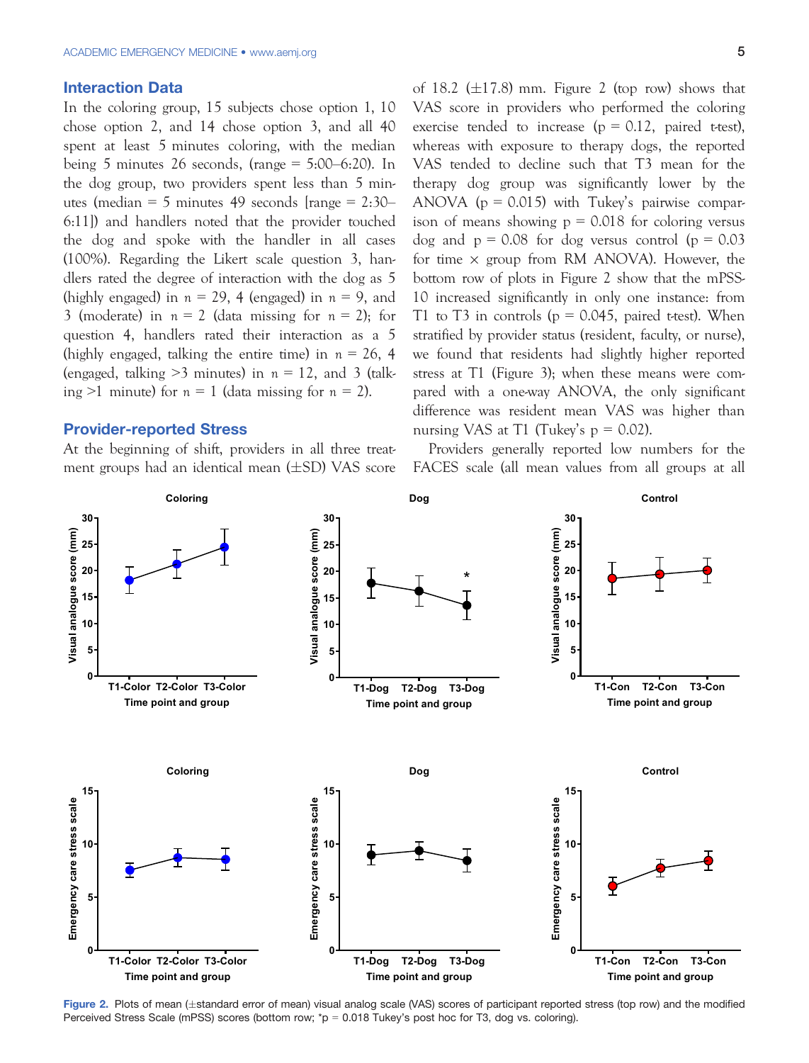## Interaction Data

In the coloring group, 15 subjects chose option 1, 10 chose option 2, and 14 chose option 3, and all 40 spent at least 5 minutes coloring, with the median being 5 minutes 26 seconds, (range = 5:00–6:20). In the dog group, two providers spent less than 5 minutes (median = 5 minutes 49 seconds [range = 2:30–6:11]) and handlers noted that the provider touched the dog and spoke with the handler in all cases (100%). Regarding the Likert scale question 3, handlers rated the degree of interaction with the dog as 5 (highly engaged) in $n$ = 29, 4 (engaged) in $n$ = 9, and 3 (moderate) in $n$ = 2 (data missing for $n$ = 2); for question 4, handlers rated their interaction as a 5 (highly engaged, talking the entire time) in $n$ = 26, 4 (engaged, talking >3 minutes) in $n$ = 12, and 3 (talking >1 minute) for $n$ = 1 (data missing for $n$ = 2).

## Provider-reported Stress

At the beginning of shift, providers in all three treatment groups had an identical mean (±SD) VAS score of 18.2 (±17.8) mm. Figure 2 (top row) shows that VAS score in providers who performed the coloring exercise tended to increase (p = 0.12, paired t-test), whereas with exposure to therapy dogs, the reported VAS tended to decline such that T3 mean for the therapy dog group was significantly lower by the ANOVA (p = 0.015) with Tukey's pairwise comparison of means showing p = 0.018 for coloring versus dog and p = 0.08 for dog versus control (p = 0.03 for time × group from RM ANOVA). However, the bottom row of plots in Figure 2 show that the mPSS-10 increased significantly in only one instance: from T1 to T3 in controls (p = 0.045, paired t-test). When stratified by provider status (resident, faculty, or nurse), we found that residents had slightly higher reported stress at T1 (Figure 3); when these means were compared with a one-way ANOVA, the only significant difference was resident mean VAS was higher than nursing VAS at T1 (Tukey's p = 0.02).

Providers generally reported low numbers for the FACES scale (all mean values from all groups at all

Figure 2. Plots of mean (±standard error of mean) visual analog scale (VAS) scores of participant reported stress (top row) and the modified Perceived Stress Scale (mPSS) scores (bottom row; *p = 0.018 Tukey's post hoc for T3, dog vs. coloring).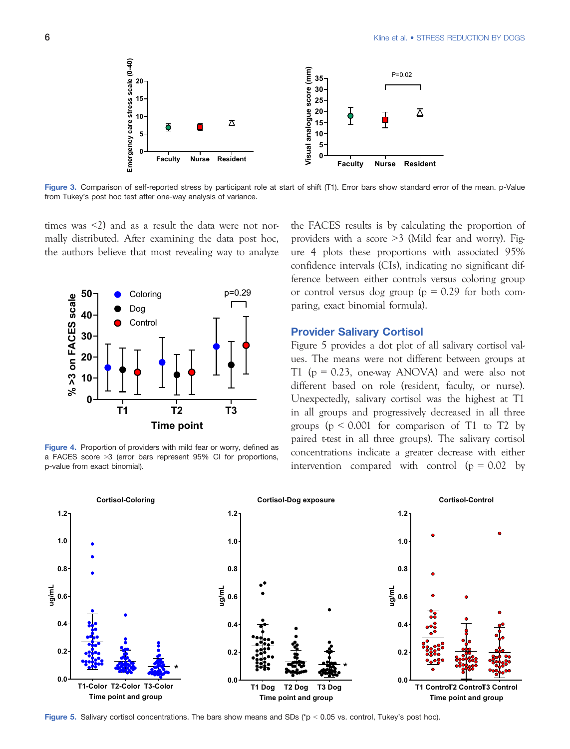Figure 3. Comparison of self-reported stress by participant role at start of shift (T1). Error bars show standard error of the mean. p-Value from Tukey's post hoc test after one-way analysis of variance.

times was <2) and as a result the data were not normally distributed. After examining the data post hoc, the authors believe that most revealing way to analyze the FACES results is by calculating the proportion of providers with a score >3 (Mild fear and worry). Figure 4 plots these proportions with associated 95% confidence intervals (CIs), indicating no significant difference between either controls versus coloring group or control versus dog group ($p = 0.29$ for both comparing, exact binomial formula).

Figure 4. Proportion of providers with mild fear or worry, defined as a FACES score >3 (error bars represent 95% CI for proportions, p-value from exact binomial).

## Provider Salivary Cortisol

Figure 5 provides a dot plot of all salivary cortisol values. The means were not different between groups at T1 ($p = 0.23$, one-way ANOVA) and were also not different based on role (resident, faculty, or nurse). Unexpectedly, salivary cortisol was the highest at T1 in all groups and progressively decreased in all three groups ($p < 0.001$ for comparison of T1 to T2 by paired t-test in all three groups). The salivary cortisol concentrations indicate a greater decrease with either intervention compared with control ($p = 0.02$ by

Figure 5. Salivary cortisol concentrations. The bars show means and SDs (*p < 0.05 vs. control, Tukey's post hoc).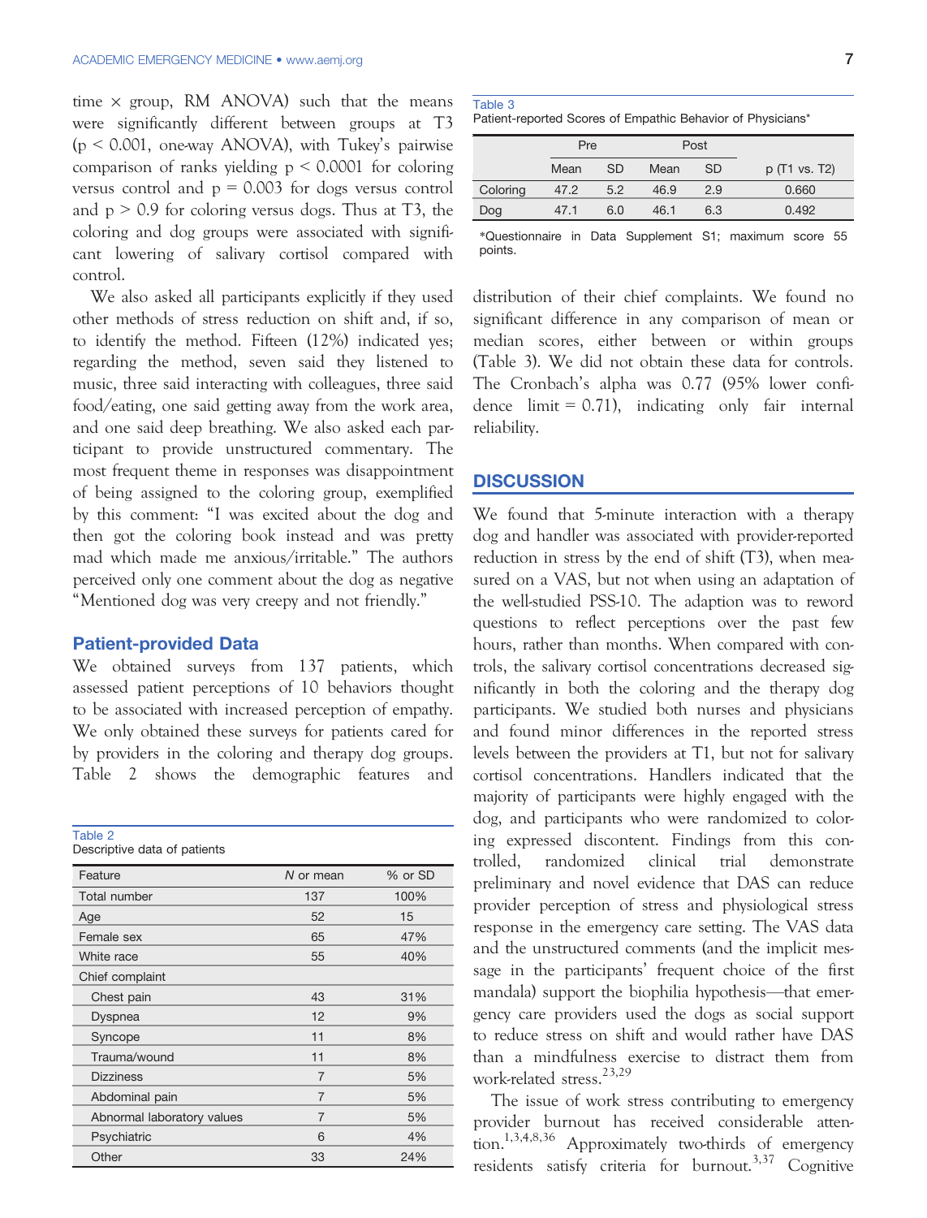time × group, RM ANOVA) such that the means were significantly different between groups at T3 ($p < 0.001$, one-way ANOVA), with Tukey's pairwise comparison of ranks yielding $p < 0.0001$ for coloring versus control and $p = 0.003$ for dogs versus control and $p > 0.9$ for coloring versus dogs. Thus at T3, the coloring and dog groups were associated with significant lowering of salivary cortisol compared with control.

We also asked all participants explicitly if they used other methods of stress reduction on shift and, if so, to identify the method. Fifteen (12%) indicated yes; regarding the method, seven said they listened to music, three said interacting with colleagues, three said food/eating, one said getting away from the work area, and one said deep breathing. We also asked each participant to provide unstructured commentary. The most frequent theme in responses was disappointment of being assigned to the coloring group, exemplified by this comment: "I was excited about the dog and then got the coloring book instead and was pretty mad which made me anxious/irritable." The authors perceived only one comment about the dog as negative "Mentioned dog was very creepy and not friendly."

## Patient-provided Data

We obtained surveys from 137 patients, which assessed patient perceptions of 10 behaviors thought to be associated with increased perception of empathy. We only obtained these surveys for patients cared for by providers in the coloring and therapy dog groups. Table 2 shows the demographic features and distribution of their chief complaints. We found no significant difference in any comparison of mean or median scores, either between or within groups (Table 3). We did not obtain these data for controls. The Cronbach's alpha was 0.77 (95% lower confidence limit = 0.71), indicating only fair internal reliability.

Table 2
Descriptive data of patients

| Feature | N or mean | % or SD |
|---|---|---|
| Total number | 137 | 100% |
| Age | 52 | 15 |
| Female sex | 65 | 47% |
| White race | 55 | 40% |
| Chief complaint | | |
| Chest pain | 43 | 31% |
| Dyspnea | 12 | 9% |
| Syncope | 11 | 8% |
| Trauma/wound | 11 | 8% |
| Dizziness | 7 | 5% |
| Abdominal pain | 7 | 5% |
| Abnormal laboratory values | 7 | 5% |
| Psychiatric | 6 | 4% |
| Other | 33 | 24% |

Table 3
Patient-reported Scores of Empathic Behavior of Physicians*

| | Pre | | Post | | |
|---|---|---|---|---|---|
| | Mean | SD | Mean | SD | p (T1 vs. T2) |
| Coloring | 47.2 | 5.2 | 46.9 | 2.9 | 0.660 |
| Dog | 47.1 | 6.0 | 46.1 | 6.3 | 0.492 |

*Questionnaire in Data Supplement S1; maximum score 55 points.

## DISCUSSION

We found that 5-minute interaction with a therapy dog and handler was associated with provider-reported reduction in stress by the end of shift (T3), when measured on a VAS, but not when using an adaptation of the well-studied PSS-10. The adaption was to reword questions to reflect perceptions over the past few hours, rather than months. When compared with controls, the salivary cortisol concentrations decreased significantly in both the coloring and the therapy dog participants. We studied both nurses and physicians and found minor differences in the reported stress levels between the providers at T1, but not for salivary cortisol concentrations. Handlers indicated that the majority of participants were highly engaged with the dog, and participants who were randomized to coloring expressed discontent. Findings from this controlled, randomized clinical trial demonstrate preliminary and novel evidence that DAS can reduce provider perception of stress and physiological stress response in the emergency care setting. The VAS data and the unstructured comments (and the implicit message in the participants' frequent choice of the first mandala) support the biophilia hypothesis—that emergency care providers used the dogs as social support to reduce stress on shift and would rather have DAS than a mindfulness exercise to distract them from work-related stress.[23,29]

The issue of work stress contributing to emergency provider burnout has received considerable attention.[1,3,4,8,36] Approximately two-thirds of emergency residents satisfy criteria for burnout.[3,37] Cognitive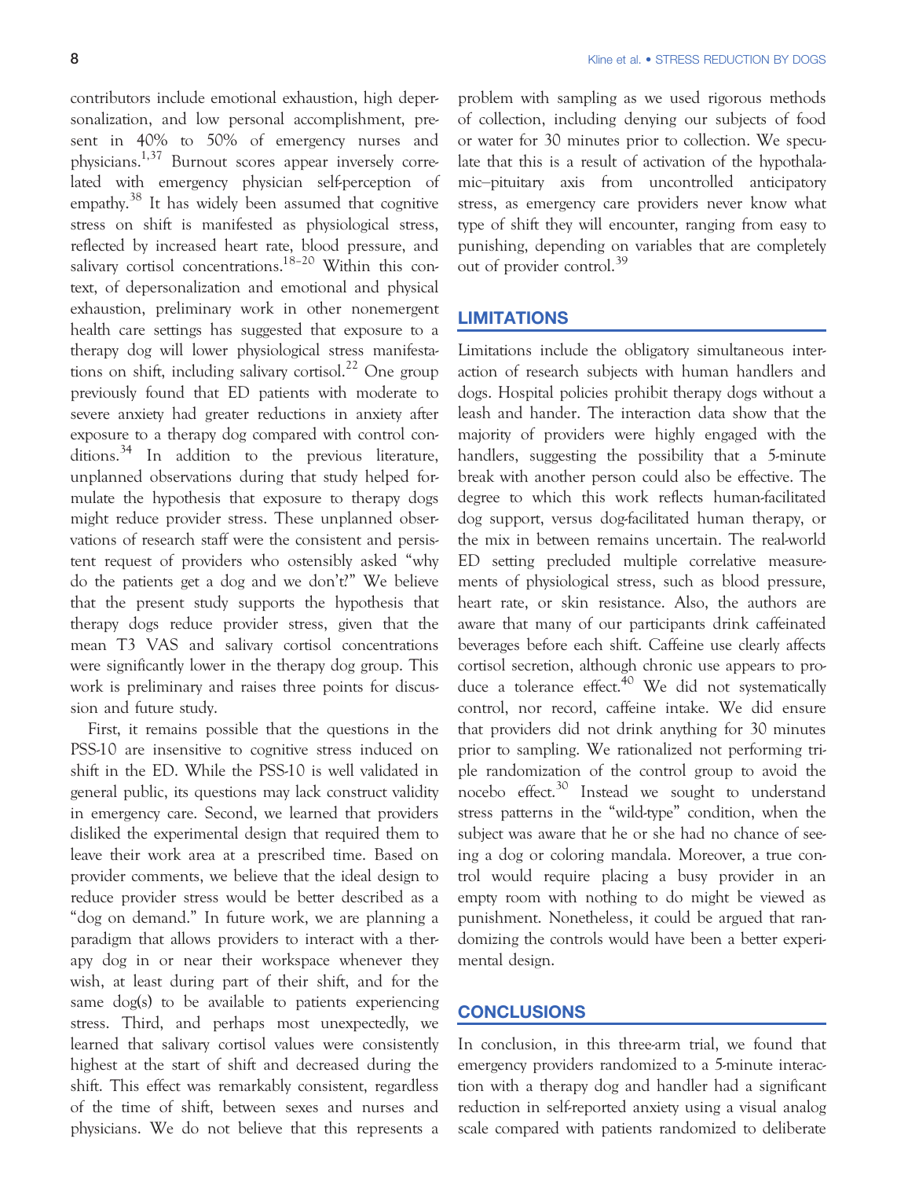contributors include emotional exhaustion, high depersonalization, and low personal accomplishment, present in 40% to 50% of emergency nurses and physicians.[1,37] Burnout scores appear inversely correlated with emergency physician self-perception of empathy.[38] It has widely been assumed that cognitive stress on shift is manifested as physiological stress, reflected by increased heart rate, blood pressure, and salivary cortisol concentrations.[18–20] Within this context, of depersonalization and emotional and physical exhaustion, preliminary work in other nonemergent health care settings has suggested that exposure to a therapy dog will lower physiological stress manifestations on shift, including salivary cortisol.[22] One group previously found that ED patients with moderate to severe anxiety had greater reductions in anxiety after exposure to a therapy dog compared with control conditions.[34] In addition to the previous literature, unplanned observations during that study helped formulate the hypothesis that exposure to therapy dogs might reduce provider stress. These unplanned observations of research staff were the consistent and persistent request of providers who ostensibly asked "why do the patients get a dog and we don't?" We believe that the present study supports the hypothesis that therapy dogs reduce provider stress, given that the mean T3 VAS and salivary cortisol concentrations were significantly lower in the therapy dog group. This work is preliminary and raises three points for discussion and future study.

First, it remains possible that the questions in the PSS-10 are insensitive to cognitive stress induced on shift in the ED. While the PSS-10 is well validated in general public, its questions may lack construct validity in emergency care. Second, we learned that providers disliked the experimental design that required them to leave their work area at a prescribed time. Based on provider comments, we believe that the ideal design to reduce provider stress would be better described as a "dog on demand." In future work, we are planning a paradigm that allows providers to interact with a therapy dog in or near their workspace whenever they wish, at least during part of their shift, and for the same dog(s) to be available to patients experiencing stress. Third, and perhaps most unexpectedly, we learned that salivary cortisol values were consistently highest at the start of shift and decreased during the shift. This effect was remarkably consistent, regardless of the time of shift, between sexes and nurses and physicians. We do not believe that this represents a problem with sampling as we used rigorous methods of collection, including denying our subjects of food or water for 30 minutes prior to collection. We speculate that this is a result of activation of the hypothalamic–pituitary axis from uncontrolled anticipatory stress, as emergency care providers never know what type of shift they will encounter, ranging from easy to punishing, depending on variables that are completely out of provider control.[39]

## LIMITATIONS

Limitations include the obligatory simultaneous interaction of research subjects with human handlers and dogs. Hospital policies prohibit therapy dogs without a leash and hander. The interaction data show that the majority of providers were highly engaged with the handlers, suggesting the possibility that a 5-minute break with another person could also be effective. The degree to which this work reflects human-facilitated dog support, versus dog-facilitated human therapy, or the mix in between remains uncertain. The real-world ED setting precluded multiple correlative measurements of physiological stress, such as blood pressure, heart rate, or skin resistance. Also, the authors are aware that many of our participants drink caffeinated beverages before each shift. Caffeine use clearly affects cortisol secretion, although chronic use appears to produce a tolerance effect.[40] We did not systematically control, nor record, caffeine intake. We did ensure that providers did not drink anything for 30 minutes prior to sampling. We rationalized not performing triple randomization of the control group to avoid the nocebo effect.[30] Instead we sought to understand stress patterns in the "wild-type" condition, when the subject was aware that he or she had no chance of seeing a dog or coloring mandala. Moreover, a true control would require placing a busy provider in an empty room with nothing to do might be viewed as punishment. Nonetheless, it could be argued that randomizing the controls would have been a better experimental design.

## CONCLUSIONS

In conclusion, in this three-arm trial, we found that emergency providers randomized to a 5-minute interaction with a therapy dog and handler had a significant reduction in self-reported anxiety using a visual analog scale compared with patients randomized to deliberate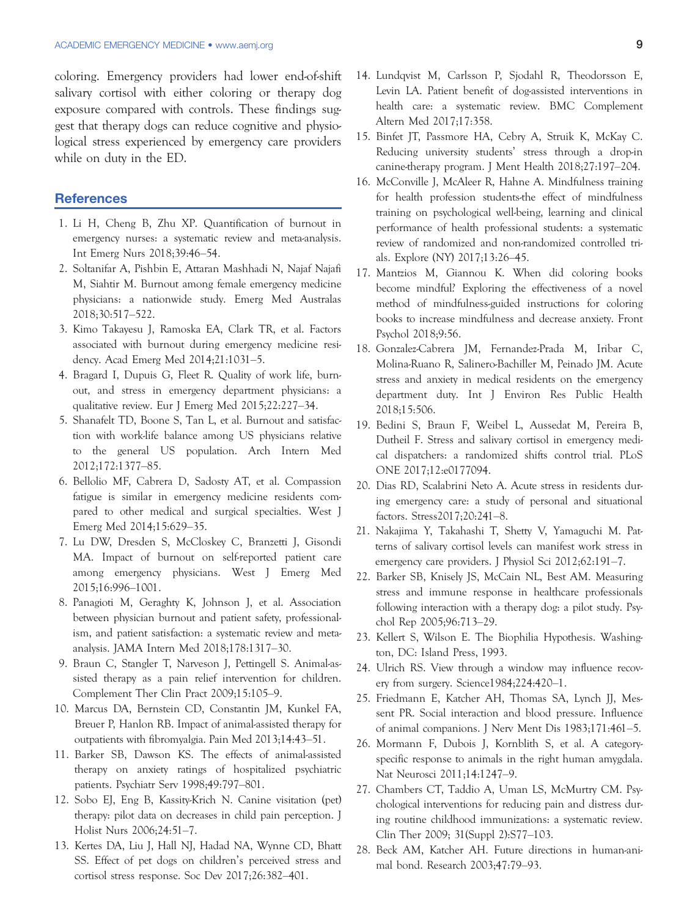coloring. Emergency providers had lower end-of-shift salivary cortisol with either coloring or therapy dog exposure compared with controls. These findings suggest that therapy dogs can reduce cognitive and physiological stress experienced by emergency care providers while on duty in the ED.

## References

1. Li H, Cheng B, Zhu XP. Quantification of burnout in emergency nurses: a systematic review and meta-analysis. Int Emerg Nurs 2018;39:46–54.
2. Soltanifar A, Pishbin E, Attaran Mashhadi N, Najaf Najafi M, Siahtir M. Burnout among female emergency medicine physicians: a nationwide study. Emerg Med Australas 2018;30:517–522.
3. Kimo Takayesu J, Ramoska EA, Clark TR, et al. Factors associated with burnout during emergency medicine residency. Acad Emerg Med 2014;21:1031–5.
4. Bragard I, Dupuis G, Fleet R. Quality of work life, burnout, and stress in emergency department physicians: a qualitative review. Eur J Emerg Med 2015;22:227–34.
5. Shanafelt TD, Boone S, Tan L, et al. Burnout and satisfaction with work-life balance among US physicians relative to the general US population. Arch Intern Med 2012;172:1377–85.
6. Bellolio MF, Cabrera D, Sadosty AT, et al. Compassion fatigue is similar in emergency medicine residents compared to other medical and surgical specialties. West J Emerg Med 2014;15:629–35.
7. Lu DW, Dresden S, McCloskey C, Branzetti J, Gisondi MA. Impact of burnout on self-reported patient care among emergency physicians. West J Emerg Med 2015;16:996–1001.
8. Panagioti M, Geraghty K, Johnson J, et al. Association between physician burnout and patient safety, professionalism, and patient satisfaction: a systematic review and meta-analysis. JAMA Intern Med 2018;178:1317–30.
9. Braun C, Stangler T, Narveson J, Pettingell S. Animal-assisted therapy as a pain relief intervention for children. Complement Ther Clin Pract 2009;15:105–9.
10. Marcus DA, Bernstein CD, Constantin JM, Kunkel FA, Breuer P, Hanlon RB. Impact of animal-assisted therapy for outpatients with fibromyalgia. Pain Med 2013;14:43–51.
11. Barker SB, Dawson KS. The effects of animal-assisted therapy on anxiety ratings of hospitalized psychiatric patients. Psychiatr Serv 1998;49:797–801.
12. Sobo EJ, Eng B, Kassity-Krich N. Canine visitation (pet) therapy: pilot data on decreases in child pain perception. J Holist Nurs 2006;24:51–7.
13. Kertes DA, Liu J, Hall NJ, Hadad NA, Wynne CD, Bhatt SS. Effect of pet dogs on children's perceived stress and cortisol stress response. Soc Dev 2017;26:382–401.
14. Lundqvist M, Carlsson P, Sjodahl R, Theodorsson E, Levin LA. Patient benefit of dog-assisted interventions in health care: a systematic review. BMC Complement Altern Med 2017;17:358.
15. Binfet JT, Passmore HA, Cebry A, Struik K, McKay C. Reducing university students' stress through a drop-in canine-therapy program. J Ment Health 2018;27:197–204.
16. McConville J, McAleer R, Hahne A. Mindfulness training for health profession students-the effect of mindfulness training on psychological well-being, learning and clinical performance of health professional students: a systematic review of randomized and non-randomized controlled trials. Explore (NY) 2017;13:26–45.
17. Mantzios M, Giannou K. When did coloring books become mindful? Exploring the effectiveness of a novel method of mindfulness-guided instructions for coloring books to increase mindfulness and decrease anxiety. Front Psychol 2018;9:56.
18. Gonzalez-Cabrera JM, Fernandez-Prada M, Iribar C, Molina-Ruano R, Salinero-Bachiller M, Peinado JM. Acute stress and anxiety in medical residents on the emergency department duty. Int J Environ Res Public Health 2018;15:506.
19. Bedini S, Braun F, Weibel L, Aussedat M, Pereira B, Dutheil F. Stress and salivary cortisol in emergency medical dispatchers: a randomized shifts control trial. PLoS ONE 2017;12:e0177094.
20. Dias RD, Scalabrini Neto A. Acute stress in residents during emergency care: a study of personal and situational factors. Stress2017;20:241–8.
21. Nakajima Y, Takahashi T, Shetty V, Yamaguchi M. Patterns of salivary cortisol levels can manifest work stress in emergency care providers. J Physiol Sci 2012;62:191–7.
22. Barker SB, Knisely JS, McCain NL, Best AM. Measuring stress and immune response in healthcare professionals following interaction with a therapy dog: a pilot study. Psychol Rep 2005;96:713–29.
23. Kellert S, Wilson E. The Biophilia Hypothesis. Washington, DC: Island Press, 1993.
24. Ulrich RS. View through a window may influence recovery from surgery. Science1984;224:420–1.
25. Friedmann E, Katcher AH, Thomas SA, Lynch JJ, Messent PR. Social interaction and blood pressure. Influence of animal companions. J Nerv Ment Dis 1983;171:461–5.
26. Mormann F, Dubois J, Kornblith S, et al. A category-specific response to animals in the right human amygdala. Nat Neurosci 2011;14:1247–9.
27. Chambers CT, Taddio A, Uman LS, McMurtry CM. Psychological interventions for reducing pain and distress during routine childhood immunizations: a systematic review. Clin Ther 2009; 31(Suppl 2):S77–103.
28. Beck AM, Katcher AH. Future directions in human-animal bond. Research 2003;47:79–93.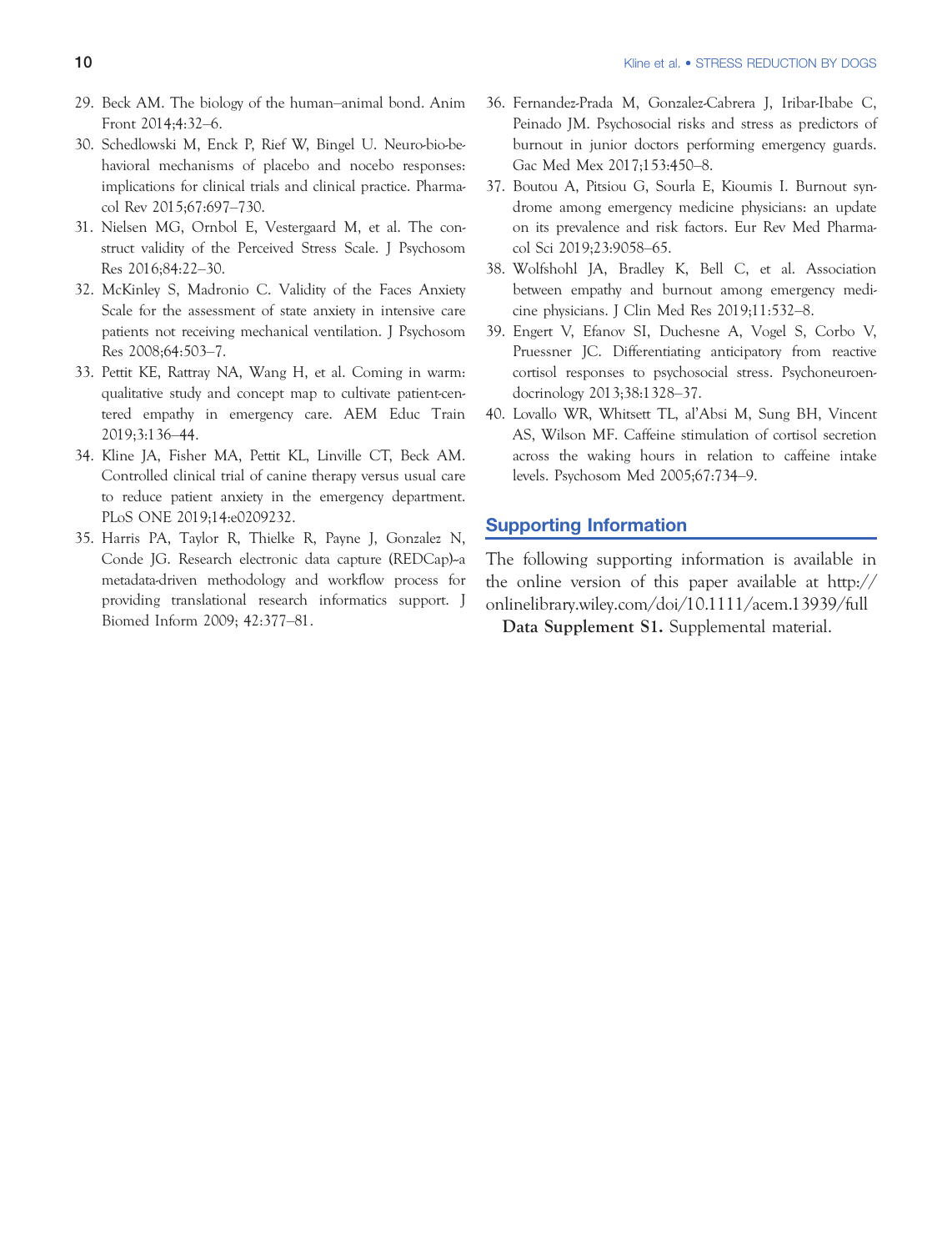29. Beck AM. The biology of the human–animal bond. Anim Front 2014;4:32–6.
30. Schedlowski M, Enck P, Rief W, Bingel U. Neuro-bio-behavioral mechanisms of placebo and nocebo responses: implications for clinical trials and clinical practice. Pharmacol Rev 2015;67:697–730.
31. Nielsen MG, Ornbol E, Vestergaard M, et al. The construct validity of the Perceived Stress Scale. J Psychosom Res 2016;84:22–30.
32. McKinley S, Madronio C. Validity of the Faces Anxiety Scale for the assessment of state anxiety in intensive care patients not receiving mechanical ventilation. J Psychosom Res 2008;64:503–7.
33. Pettit KE, Rattray NA, Wang H, et al. Coming in warm: qualitative study and concept map to cultivate patient-centered empathy in emergency care. AEM Educ Train 2019;3:136–44.
34. Kline JA, Fisher MA, Pettit KL, Linville CT, Beck AM. Controlled clinical trial of canine therapy versus usual care to reduce patient anxiety in the emergency department. PLoS ONE 2019;14:e0209232.
35. Harris PA, Taylor R, Thielke R, Payne J, Gonzalez N, Conde JG. Research electronic data capture (REDCap)–a metadata-driven methodology and workflow process for providing translational research informatics support. J Biomed Inform 2009; 42:377–81.
36. Fernandez-Prada M, Gonzalez-Cabrera J, Iribar-Ibabe C, Peinado JM. Psychosocial risks and stress as predictors of burnout in junior doctors performing emergency guards. Gac Med Mex 2017;153:450–8.
37. Boutou A, Pitsiou G, Sourla E, Kioumis I. Burnout syndrome among emergency medicine physicians: an update on its prevalence and risk factors. Eur Rev Med Pharmacol Sci 2019;23:9058–65.
38. Wolfshohl JA, Bradley K, Bell C, et al. Association between empathy and burnout among emergency medicine physicians. J Clin Med Res 2019;11:532–8.
39. Engert V, Efanov SI, Duchesne A, Vogel S, Corbo V, Pruessner JC. Differentiating anticipatory from reactive cortisol responses to psychosocial stress. Psychoneuroendocrinology 2013;38:1328–37.
40. Lovallo WR, Whitsett TL, al'Absi M, Sung BH, Vincent AS, Wilson MF. Caffeine stimulation of cortisol secretion across the waking hours in relation to caffeine intake levels. Psychosom Med 2005;67:734–9.

## Supporting Information

The following supporting information is available in the online version of this paper available at http://onlinelibrary.wiley.com/doi/10.1111/acem.13939/full

**Data Supplement S1.** Supplemental material.